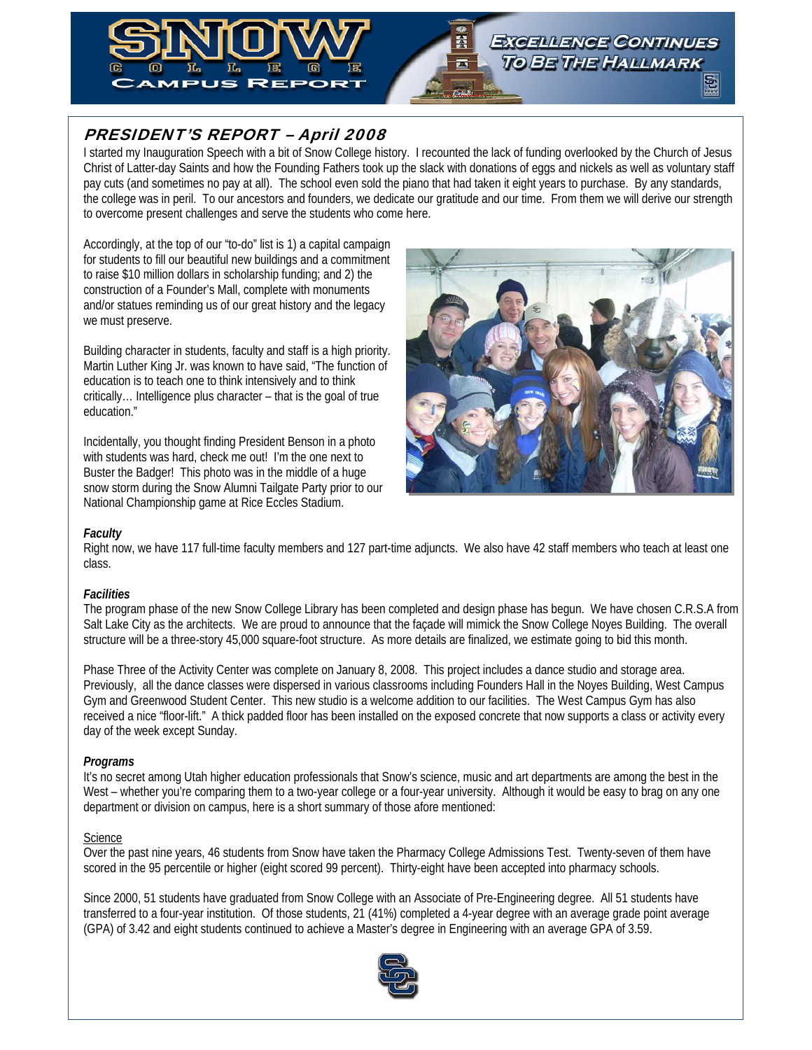# SNOW COLLEGE CAMPUS REPORT

EXCELLENCE CONTINUES TO BE THE HALLMARK

## PRESIDENT'S REPORT – April 2008

I started my Inauguration Speech with a bit of Snow College history. I recounted the lack of funding overlooked by the Church of Jesus Christ of Latter-day Saints and how the Founding Fathers took up the slack with donations of eggs and nickels as well as voluntary staff pay cuts (and sometimes no pay at all). The school even sold the piano that had taken it eight years to purchase. By any standards, the college was in peril. To our ancestors and founders, we dedicate our gratitude and our time. From them we will derive our strength to overcome present challenges and serve the students who come here.

Accordingly, at the top of our "to-do" list is 1) a capital campaign for students to fill our beautiful new buildings and a commitment to raise $10 million dollars in scholarship funding; and 2) the construction of a Founder's Mall, complete with monuments and/or statues reminding us of our great history and the legacy we must preserve.

Building character in students, faculty and staff is a high priority. Martin Luther King Jr. was known to have said, "The function of education is to teach one to think intensively and to think critically… Intelligence plus character – that is the goal of true education."

Incidentally, you thought finding President Benson in a photo with students was hard, check me out! I'm the one next to Buster the Badger! This photo was in the middle of a huge snow storm during the Snow Alumni Tailgate Party prior to our National Championship game at Rice Eccles Stadium.

### *Faculty*

Right now, we have 117 full-time faculty members and 127 part-time adjuncts. We also have 42 staff members who teach at least one class.

### *Facilities*

The program phase of the new Snow College Library has been completed and design phase has begun. We have chosen C.R.S.A from Salt Lake City as the architects. We are proud to announce that the façade will mimick the Snow College Noyes Building. The overall structure will be a three-story 45,000 square-foot structure. As more details are finalized, we estimate going to bid this month.

Phase Three of the Activity Center was complete on January 8, 2008. This project includes a dance studio and storage area. Previously, all the dance classes were dispersed in various classrooms including Founders Hall in the Noyes Building, West Campus Gym and Greenwood Student Center. This new studio is a welcome addition to our facilities. The West Campus Gym has also received a nice "floor-lift." A thick padded floor has been installed on the exposed concrete that now supports a class or activity every day of the week except Sunday.

### *Programs*

It's no secret among Utah higher education professionals that Snow's science, music and art departments are among the best in the West – whether you're comparing them to a two-year college or a four-year university. Although it would be easy to brag on any one department or division on campus, here is a short summary of those afore mentioned:

<u>Science</u>

Over the past nine years, 46 students from Snow have taken the Pharmacy College Admissions Test. Twenty-seven of them have scored in the 95 percentile or higher (eight scored 99 percent). Thirty-eight have been accepted into pharmacy schools.

Since 2000, 51 students have graduated from Snow College with an Associate of Pre-Engineering degree. All 51 students have transferred to a four-year institution. Of those students, 21 (41%) completed a 4-year degree with an average grade point average (GPA) of 3.42 and eight students continued to achieve a Master's degree in Engineering with an average GPA of 3.59.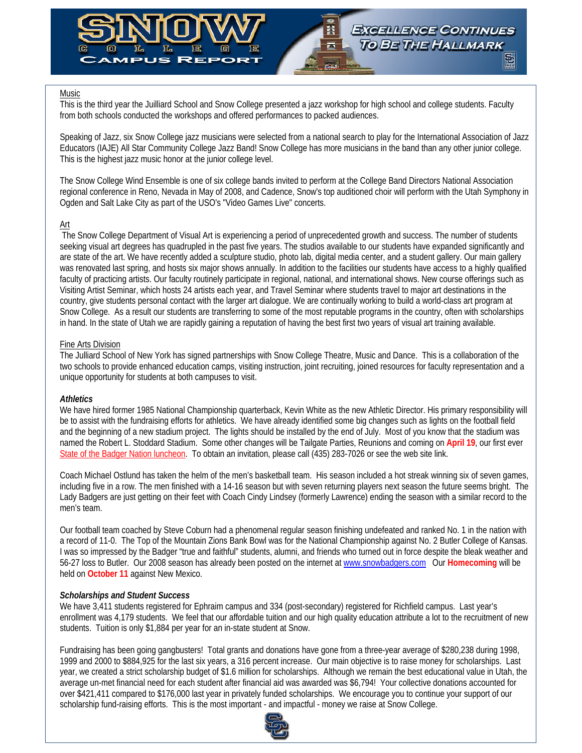Music

This is the third year the Juilliard School and Snow College presented a jazz workshop for high school and college students. Faculty from both schools conducted the workshops and offered performances to packed audiences.

Speaking of Jazz, six Snow College jazz musicians were selected from a national search to play for the International Association of Jazz Educators (IAJE) All Star Community College Jazz Band! Snow College has more musicians in the band than any other junior college. This is the highest jazz music honor at the junior college level.

The Snow College Wind Ensemble is one of six college bands invited to perform at the College Band Directors National Association regional conference in Reno, Nevada in May of 2008, and Cadence, Snow's top auditioned choir will perform with the Utah Symphony in Ogden and Salt Lake City as part of the USO's "Video Games Live" concerts.

Art

The Snow College Department of Visual Art is experiencing a period of unprecedented growth and success. The number of students seeking visual art degrees has quadrupled in the past five years. The studios available to our students have expanded significantly and are state of the art. We have recently added a sculpture studio, photo lab, digital media center, and a student gallery. Our main gallery was renovated last spring, and hosts six major shows annually. In addition to the facilities our students have access to a highly qualified faculty of practicing artists. Our faculty routinely participate in regional, national, and international shows. New course offerings such as Visiting Artist Seminar, which hosts 24 artists each year, and Travel Seminar where students travel to major art destinations in the country, give students personal contact with the larger art dialogue. We are continually working to build a world-class art program at Snow College. As a result our students are transferring to some of the most reputable programs in the country, often with scholarships in hand. In the state of Utah we are rapidly gaining a reputation of having the best first two years of visual art training available.

Fine Arts Division

The Julliard School of New York has signed partnerships with Snow College Theatre, Music and Dance. This is a collaboration of the two schools to provide enhanced education camps, visiting instruction, joint recruiting, joined resources for faculty representation and a unique opportunity for students at both campuses to visit.

***Athletics***

We have hired former 1985 National Championship quarterback, Kevin White as the new Athletic Director. His primary responsibility will be to assist with the fundraising efforts for athletics. We have already identified some big changes such as lights on the football field and the beginning of a new stadium project. The lights should be installed by the end of July. Most of you know that the stadium was named the Robert L. Stoddard Stadium. Some other changes will be Tailgate Parties, Reunions and coming on **April 19**, our first ever State of the Badger Nation luncheon. To obtain an invitation, please call (435) 283-7026 or see the web site link.

Coach Michael Ostlund has taken the helm of the men's basketball team. His season included a hot streak winning six of seven games, including five in a row. The men finished with a 14-16 season but with seven returning players next season the future seems bright. The Lady Badgers are just getting on their feet with Coach Cindy Lindsey (formerly Lawrence) ending the season with a similar record to the men's team.

Our football team coached by Steve Coburn had a phenomenal regular season finishing undefeated and ranked No. 1 in the nation with a record of 11-0. The Top of the Mountain Zions Bank Bowl was for the National Championship against No. 2 Butler College of Kansas. I was so impressed by the Badger "true and faithful" students, alumni, and friends who turned out in force despite the bleak weather and 56-27 loss to Butler. Our 2008 season has already been posted on the internet at www.snowbadgers.com Our **Homecoming** will be held on **October 11** against New Mexico.

***Scholarships and Student Success***

We have 3,411 students registered for Ephraim campus and 334 (post-secondary) registered for Richfield campus. Last year's enrollment was 4,179 students. We feel that our affordable tuition and our high quality education attribute a lot to the recruitment of new students. Tuition is only $1,884 per year for an in-state student at Snow.

Fundraising has been going gangbusters! Total grants and donations have gone from a three-year average of $280,238 during 1998, 1999 and 2000 to $884,925 for the last six years, a 316 percent increase. Our main objective is to raise money for scholarships. Last year, we created a strict scholarship budget of $1.6 million for scholarships. Although we remain the best educational value in Utah, the average un-met financial need for each student after financial aid was awarded was $6,794! Your collective donations accounted for over $421,411 compared to $176,000 last year in privately funded scholarships. We encourage you to continue your support of our scholarship fund-raising efforts. This is the most important - and impactful - money we raise at Snow College.